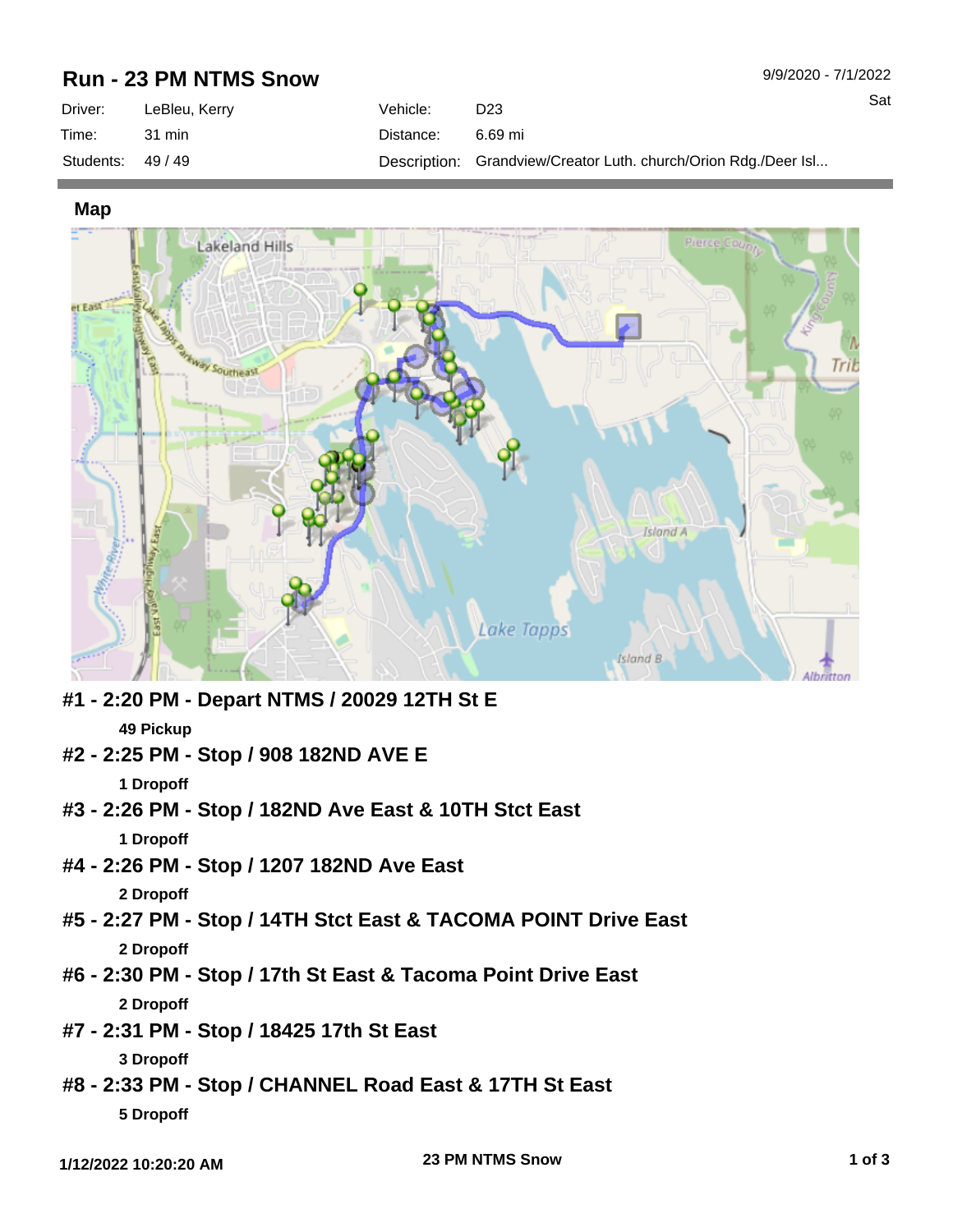# Run - 23 PM NTMS Snow

9/9/2020 - 7/1/2022

Sat

| | | | |
|---|---|---|---|
| Driver: | LeBleu, Kerry | Vehicle: | D23 |
| Time: | 31 min | Distance: | 6.69 mi |
| Students: | 49 / 49 | Description: | Grandview/Creator Luth. church/Orion Rdg./Deer Isl... |

## Map

### #1 - 2:20 PM - Depart NTMS / 20029 12TH St E

**49 Pickup**

### #2 - 2:25 PM - Stop / 908 182ND AVE E

**1 Dropoff**

### #3 - 2:26 PM - Stop / 182ND Ave East & 10TH Stct East

**1 Dropoff**

### #4 - 2:26 PM - Stop / 1207 182ND Ave East

**2 Dropoff**

### #5 - 2:27 PM - Stop / 14TH Stct East & TACOMA POINT Drive East

**2 Dropoff**

### #6 - 2:30 PM - Stop / 17th St East & Tacoma Point Drive East

**2 Dropoff**

### #7 - 2:31 PM - Stop / 18425 17th St East

**3 Dropoff**

### #8 - 2:33 PM - Stop / CHANNEL Road East & 17TH St East

**5 Dropoff**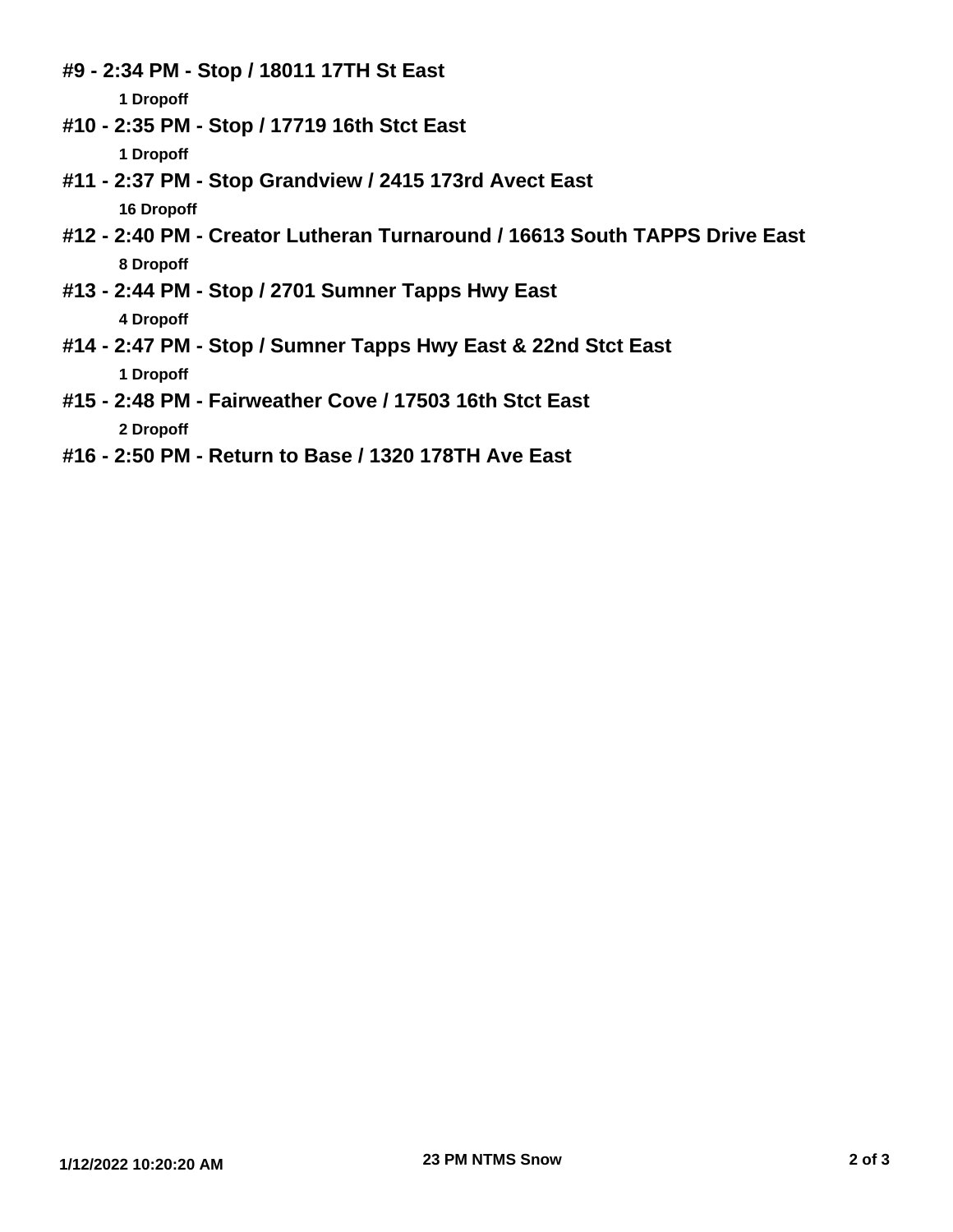**#9 - 2:34 PM - Stop / 18011 17TH St East**

**1 Dropoff**

**#10 - 2:35 PM - Stop / 17719 16th Stct East**

**1 Dropoff**

**#11 - 2:37 PM - Stop Grandview / 2415 173rd Avect East**

**16 Dropoff**

**#12 - 2:40 PM - Creator Lutheran Turnaround / 16613 South TAPPS Drive East**

**8 Dropoff**

**#13 - 2:44 PM - Stop / 2701 Sumner Tapps Hwy East**

**4 Dropoff**

**#14 - 2:47 PM - Stop / Sumner Tapps Hwy East & 22nd Stct East**

**1 Dropoff**

**#15 - 2:48 PM - Fairweather Cove / 17503 16th Stct East**

**2 Dropoff**

**#16 - 2:50 PM - Return to Base / 1320 178TH Ave East**